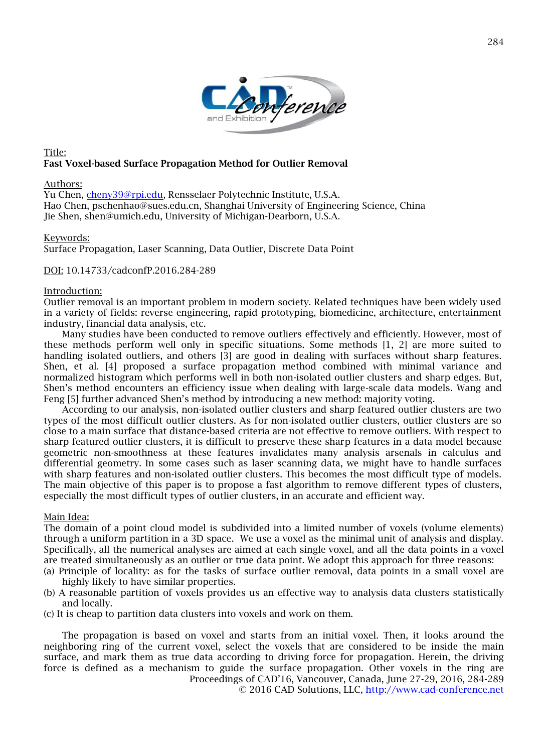Title:
**Fast Voxel-based Surface Propagation Method for Outlier Removal**

Authors:
Yu Chen, cheny39@rpi.edu, Rensselaer Polytechnic Institute, U.S.A.
Hao Chen, pschenhao@sues.edu.cn, Shanghai University of Engineering Science, China
Jie Shen, shen@umich.edu, University of Michigan-Dearborn, U.S.A.

Keywords:
Surface Propagation, Laser Scanning, Data Outlier, Discrete Data Point

DOI: 10.14733/cadconfP.2016.284-289

## Introduction:

Outlier removal is an important problem in modern society. Related techniques have been widely used in a variety of fields: reverse engineering, rapid prototyping, biomedicine, architecture, entertainment industry, financial data analysis, etc.

Many studies have been conducted to remove outliers effectively and efficiently. However, most of these methods perform well only in specific situations. Some methods [1, 2] are more suited to handling isolated outliers, and others [3] are good in dealing with surfaces without sharp features. Shen, et al. [4] proposed a surface propagation method combined with minimal variance and normalized histogram which performs well in both non-isolated outlier clusters and sharp edges. But, Shen's method encounters an efficiency issue when dealing with large-scale data models. Wang and Feng [5] further advanced Shen's method by introducing a new method: majority voting.

According to our analysis, non-isolated outlier clusters and sharp featured outlier clusters are two types of the most difficult outlier clusters. As for non-isolated outlier clusters, outlier clusters are so close to a main surface that distance-based criteria are not effective to remove outliers. With respect to sharp featured outlier clusters, it is difficult to preserve these sharp features in a data model because geometric non-smoothness at these features invalidates many analysis arsenals in calculus and differential geometry. In some cases such as laser scanning data, we might have to handle surfaces with sharp features and non-isolated outlier clusters. This becomes the most difficult type of models. The main objective of this paper is to propose a fast algorithm to remove different types of clusters, especially the most difficult types of outlier clusters, in an accurate and efficient way.

## Main Idea:

The domain of a point cloud model is subdivided into a limited number of voxels (volume elements) through a uniform partition in a 3D space. We use a voxel as the minimal unit of analysis and display. Specifically, all the numerical analyses are aimed at each single voxel, and all the data points in a voxel are treated simultaneously as an outlier or true data point. We adopt this approach for three reasons:

(a) Principle of locality: as for the tasks of surface outlier removal, data points in a small voxel are highly likely to have similar properties.
(b) A reasonable partition of voxels provides us an effective way to analysis data clusters statistically and locally.
(c) It is cheap to partition data clusters into voxels and work on them.

The propagation is based on voxel and starts from an initial voxel. Then, it looks around the neighboring ring of the current voxel, select the voxels that are considered to be inside the main surface, and mark them as true data according to driving force for propagation. Herein, the driving force is defined as a mechanism to guide the surface propagation. Other voxels in the ring are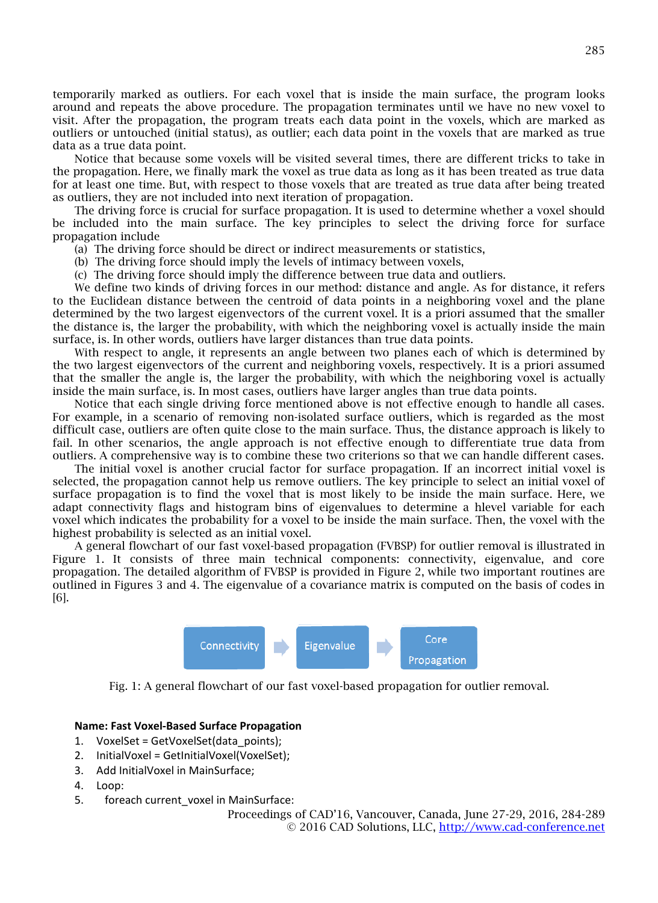temporarily marked as outliers. For each voxel that is inside the main surface, the program looks around and repeats the above procedure. The propagation terminates until we have no new voxel to visit. After the propagation, the program treats each data point in the voxels, which are marked as outliers or untouched (initial status), as outlier; each data point in the voxels that are marked as true data as a true data point.

Notice that because some voxels will be visited several times, there are different tricks to take in the propagation. Here, we finally mark the voxel as true data as long as it has been treated as true data for at least one time. But, with respect to those voxels that are treated as true data after being treated as outliers, they are not included into next iteration of propagation.

The driving force is crucial for surface propagation. It is used to determine whether a voxel should be included into the main surface. The key principles to select the driving force for surface propagation include

(a) The driving force should be direct or indirect measurements or statistics,
(b) The driving force should imply the levels of intimacy between voxels,
(c) The driving force should imply the difference between true data and outliers.

We define two kinds of driving forces in our method: distance and angle. As for distance, it refers to the Euclidean distance between the centroid of data points in a neighboring voxel and the plane determined by the two largest eigenvectors of the current voxel. It is a priori assumed that the smaller the distance is, the larger the probability, with which the neighboring voxel is actually inside the main surface, is. In other words, outliers have larger distances than true data points.

With respect to angle, it represents an angle between two planes each of which is determined by the two largest eigenvectors of the current and neighboring voxels, respectively. It is a priori assumed that the smaller the angle is, the larger the probability, with which the neighboring voxel is actually inside the main surface, is. In most cases, outliers have larger angles than true data points.

Notice that each single driving force mentioned above is not effective enough to handle all cases. For example, in a scenario of removing non-isolated surface outliers, which is regarded as the most difficult case, outliers are often quite close to the main surface. Thus, the distance approach is likely to fail. In other scenarios, the angle approach is not effective enough to differentiate true data from outliers. A comprehensive way is to combine these two criterions so that we can handle different cases.

The initial voxel is another crucial factor for surface propagation. If an incorrect initial voxel is selected, the propagation cannot help us remove outliers. The key principle to select an initial voxel of surface propagation is to find the voxel that is most likely to be inside the main surface. Here, we adapt connectivity flags and histogram bins of eigenvalues to determine a hlevel variable for each voxel which indicates the probability for a voxel to be inside the main surface. Then, the voxel with the highest probability is selected as an initial voxel.

A general flowchart of our fast voxel-based propagation (FVBSP) for outlier removal is illustrated in Figure 1. It consists of three main technical components: connectivity, eigenvalue, and core propagation. The detailed algorithm of FVBSP is provided in Figure 2, while two important routines are outlined in Figures 3 and 4. The eigenvalue of a covariance matrix is computed on the basis of codes in [6].

Connectivity → Eigenvalue → Core Propagation

Fig. 1: A general flowchart of our fast voxel-based propagation for outlier removal.

**Name: Fast Voxel-Based Surface Propagation**

```
1.  VoxelSet = GetVoxelSet(data_points);
2.  InitialVoxel = GetInitialVoxel(VoxelSet);
3.  Add InitialVoxel in MainSurface;
4.  Loop:
5.    foreach current_voxel in MainSurface:
```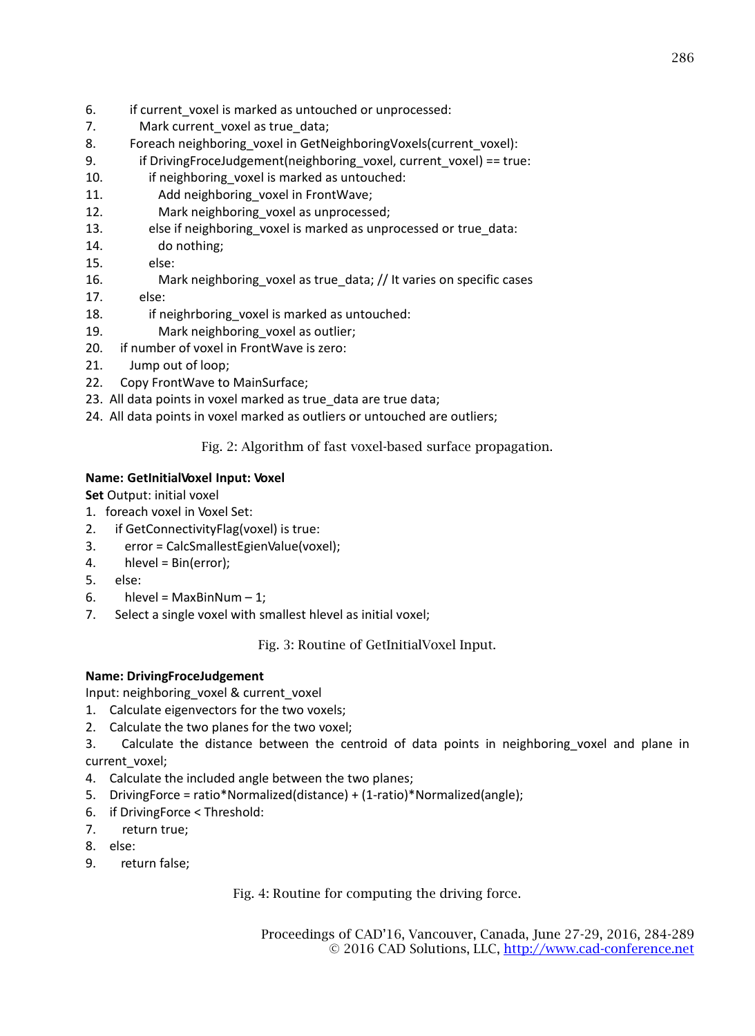```
6.        if current_voxel is marked as untouched or unprocessed:
7.          Mark current_voxel as true_data;
8.        Foreach neighboring_voxel in GetNeighboringVoxels(current_voxel):
9.          if DrivingFroceJudgement(neighboring_voxel, current_voxel) == true:
10.           if neighboring_voxel is marked as untouched:
11.             Add neighboring_voxel in FrontWave;
12.             Mark neighboring_voxel as unprocessed;
13.           else if neighboring_voxel is marked as unprocessed or true_data:
14.             do nothing;
15.           else:
16.             Mark neighboring_voxel as true_data; // It varies on specific cases
17.         else:
18.           if neighrboring_voxel is marked as untouched:
19.             Mark neighboring_voxel as outlier;
20.     if number of voxel in FrontWave is zero:
21.       Jump out of loop;
22.     Copy FrontWave to MainSurface;
23. All data points in voxel marked as true_data are true data;
24. All data points in voxel marked as outliers or untouched are outliers;
```

Fig. 2: Algorithm of fast voxel-based surface propagation.

**Name: GetInitialVoxel Input: Voxel**
**Set** Output: initial voxel

```
1. foreach voxel in Voxel Set:
2.   if GetConnectivityFlag(voxel) is true:
3.     error = CalcSmallestEgienValue(voxel);
4.     hlevel = Bin(error);
5.   else:
6.     hlevel = MaxBinNum – 1;
7.   Select a single voxel with smallest hlevel as initial voxel;
```

Fig. 3: Routine of GetInitialVoxel Input.

**Name: DrivingFroceJudgement**
Input: neighboring_voxel & current_voxel

```
1. Calculate eigenvectors for the two voxels;
2. Calculate the two planes for the two voxel;
3. Calculate the distance between the centroid of data points in neighboring_voxel and plane in current_voxel;
4. Calculate the included angle between the two planes;
5. DrivingForce = ratio*Normalized(distance) + (1-ratio)*Normalized(angle);
6. if DrivingForce < Threshold:
7.   return true;
8. else:
9.   return false;
```

Fig. 4: Routine for computing the driving force.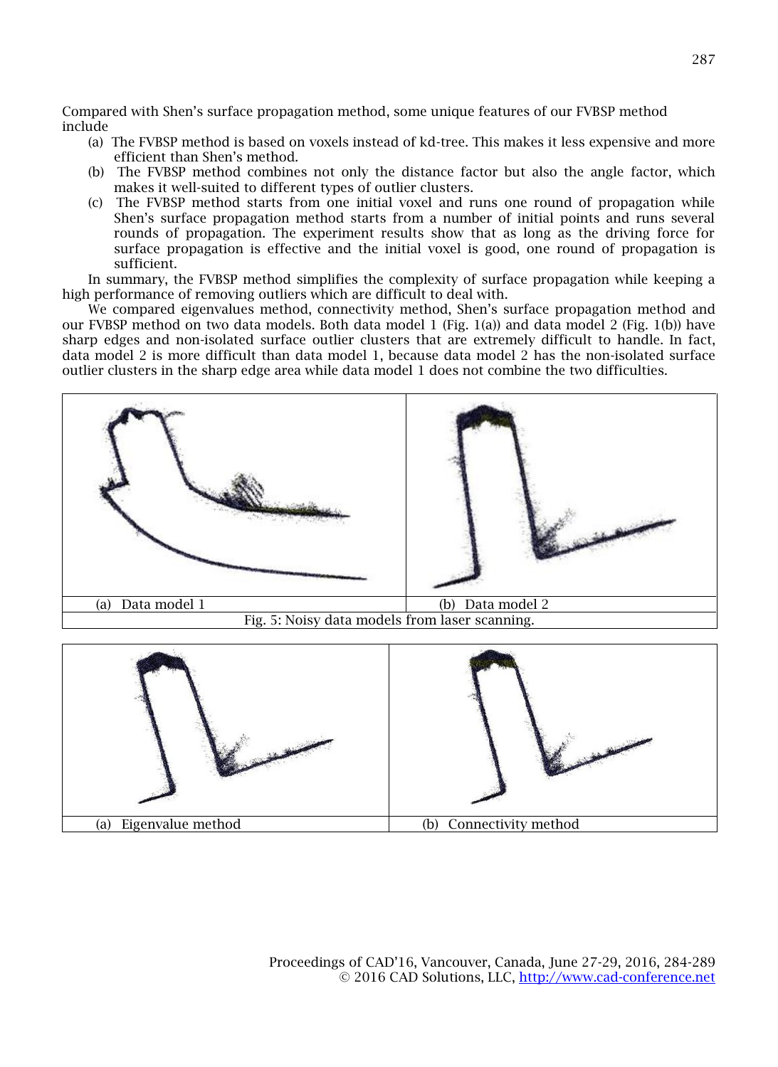Compared with Shen's surface propagation method, some unique features of our FVBSP method include

- (a) The FVBSP method is based on voxels instead of kd-tree. This makes it less expensive and more efficient than Shen's method.
- (b) The FVBSP method combines not only the distance factor but also the angle factor, which makes it well-suited to different types of outlier clusters.
- (c) The FVBSP method starts from one initial voxel and runs one round of propagation while Shen's surface propagation method starts from a number of initial points and runs several rounds of propagation. The experiment results show that as long as the driving force for surface propagation is effective and the initial voxel is good, one round of propagation is sufficient.

In summary, the FVBSP method simplifies the complexity of surface propagation while keeping a high performance of removing outliers which are difficult to deal with.

We compared eigenvalues method, connectivity method, Shen's surface propagation method and our FVBSP method on two data models. Both data model 1 (Fig. 1(a)) and data model 2 (Fig. 1(b)) have sharp edges and non-isolated surface outlier clusters that are extremely difficult to handle. In fact, data model 2 is more difficult than data model 1, because data model 2 has the non-isolated surface outlier clusters in the sharp edge area while data model 1 does not combine the two difficulties.

(a) Data model 1

(b) Data model 2

Fig. 5: Noisy data models from laser scanning.

(a) Eigenvalue method

(b) Connectivity method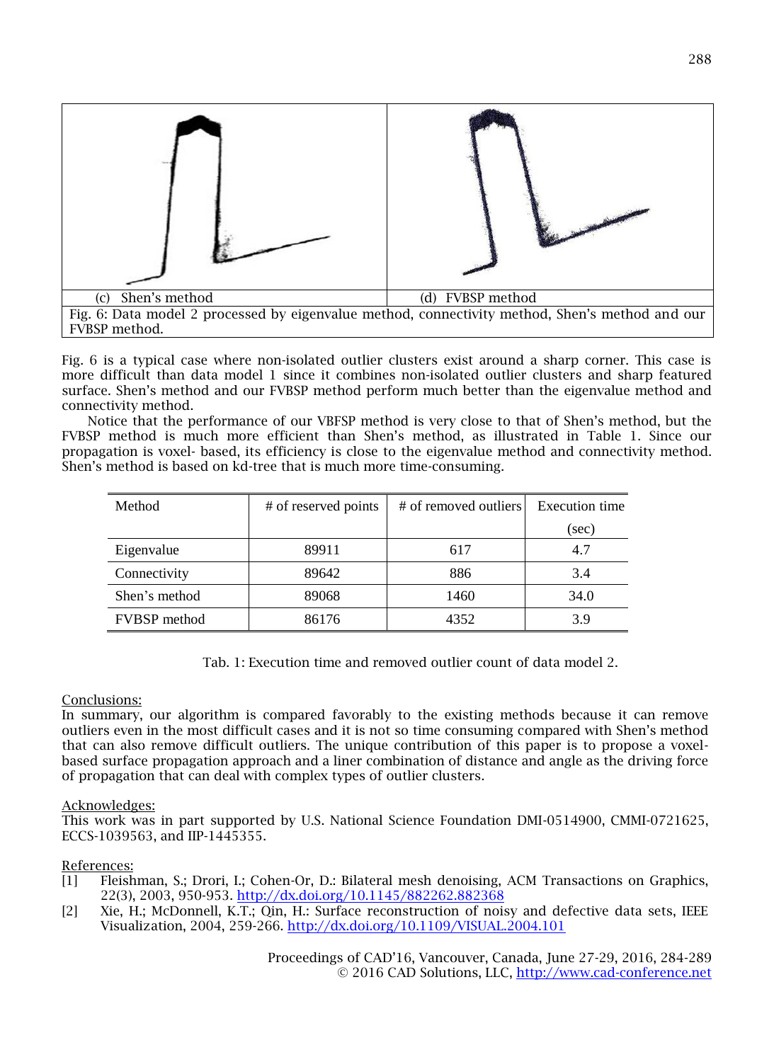(c) Shen's method

(d) FVBSP method

Fig. 6: Data model 2 processed by eigenvalue method, connectivity method, Shen's method and our FVBSP method.

Fig. 6 is a typical case where non-isolated outlier clusters exist around a sharp corner. This case is more difficult than data model 1 since it combines non-isolated outlier clusters and sharp featured surface. Shen's method and our FVBSP method perform much better than the eigenvalue method and connectivity method.

Notice that the performance of our VBFSP method is very close to that of Shen's method, but the FVBSP method is much more efficient than Shen's method, as illustrated in Table 1. Since our propagation is voxel- based, its efficiency is close to the eigenvalue method and connectivity method. Shen's method is based on kd-tree that is much more time-consuming.

| Method | # of reserved points | # of removed outliers | Execution time (sec) |
|---|---|---|---|
| Eigenvalue | 89911 | 617 | 4.7 |
| Connectivity | 89642 | 886 | 3.4 |
| Shen's method | 89068 | 1460 | 34.0 |
| FVBSP method | 86176 | 4352 | 3.9 |

Tab. 1: Execution time and removed outlier count of data model 2.

## Conclusions:

In summary, our algorithm is compared favorably to the existing methods because it can remove outliers even in the most difficult cases and it is not so time consuming compared with Shen's method that can also remove difficult outliers. The unique contribution of this paper is to propose a voxel-based surface propagation approach and a liner combination of distance and angle as the driving force of propagation that can deal with complex types of outlier clusters.

## Acknowledges:

This work was in part supported by U.S. National Science Foundation DMI-0514900, CMMI-0721625, ECCS-1039563, and IIP-1445355.

## References:

[1] Fleishman, S.; Drori, I.; Cohen-Or, D.: Bilateral mesh denoising, ACM Transactions on Graphics, 22(3), 2003, 950-953. http://dx.doi.org/10.1145/882262.882368

[2] Xie, H.; McDonnell, K.T.; Qin, H.: Surface reconstruction of noisy and defective data sets, IEEE Visualization, 2004, 259-266. http://dx.doi.org/10.1109/VISUAL.2004.101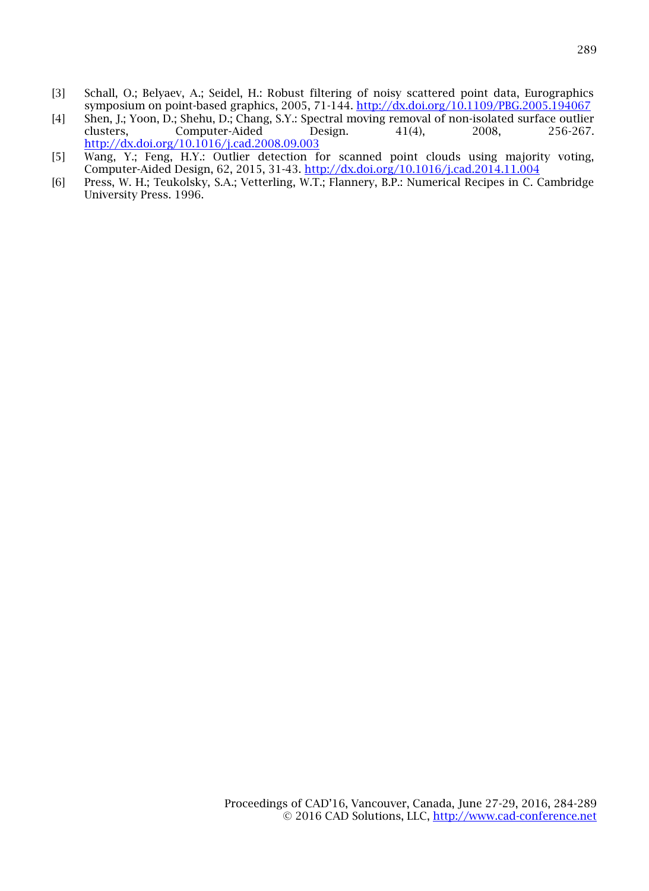[3] Schall, O.; Belyaev, A.; Seidel, H.: Robust filtering of noisy scattered point data, Eurographics symposium on point-based graphics, 2005, 71-144. http://dx.doi.org/10.1109/PBG.2005.194067

[4] Shen, J.; Yoon, D.; Shehu, D.; Chang, S.Y.: Spectral moving removal of non-isolated surface outlier clusters, Computer-Aided Design. 41(4), 2008, 256-267. http://dx.doi.org/10.1016/j.cad.2008.09.003

[5] Wang, Y.; Feng, H.Y.: Outlier detection for scanned point clouds using majority voting, Computer-Aided Design, 62, 2015, 31-43. http://dx.doi.org/10.1016/j.cad.2014.11.004

[6] Press, W. H.; Teukolsky, S.A.; Vetterling, W.T.; Flannery, B.P.: Numerical Recipes in C. Cambridge University Press. 1996.